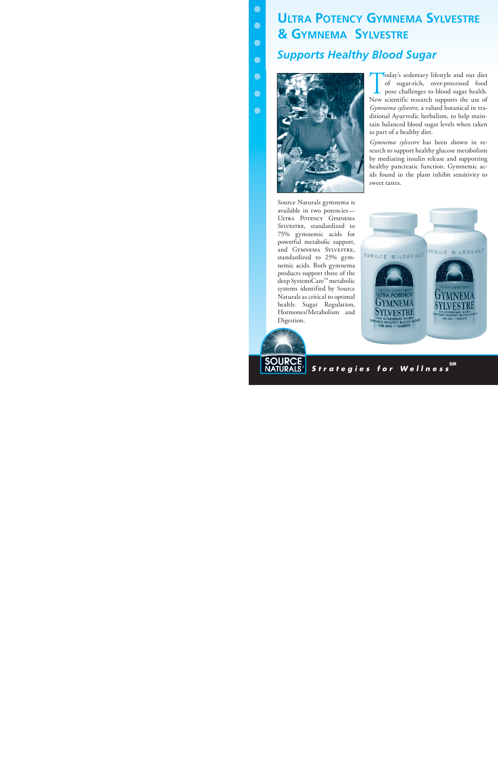# Ultra Potency Gymnema Sylvestre & Gymnema Sylvestre

## *Supports Healthy Blood Sugar*

Today's sedentary lifestyle and our diet of sugar-rich, over-processed food pose challenges to blood sugar health. New scientific research supports the use of *Gymnema sylvestre*, a valued botanical in traditional Ayurvedic herbalism, to help maintain balanced blood sugar levels when taken as part of a healthy diet.

*Gymnema sylvestre* has been shown in research to support healthy glucose metabolism by mediating insulin release and supporting healthy pancreatic function. Gymnemic acids found in the plant inhibit sensitivity to sweet tastes.

Source Naturals gymnema is available in two potencies—Ultra Potency Gymnema Sylvestre, standardized to 75% gymnemic acids for powerful metabolic support, and Gymnema Sylvestre, standardized to 25% gymnemic acids. Both gymnema products support three of the deep SystemiCare™ metabolic systems identified by Source Naturals as critical to optimal health: Sugar Regulation, Hormones/Metabolism and Digestion.

Source Naturals® *Strategies for Wellness*℠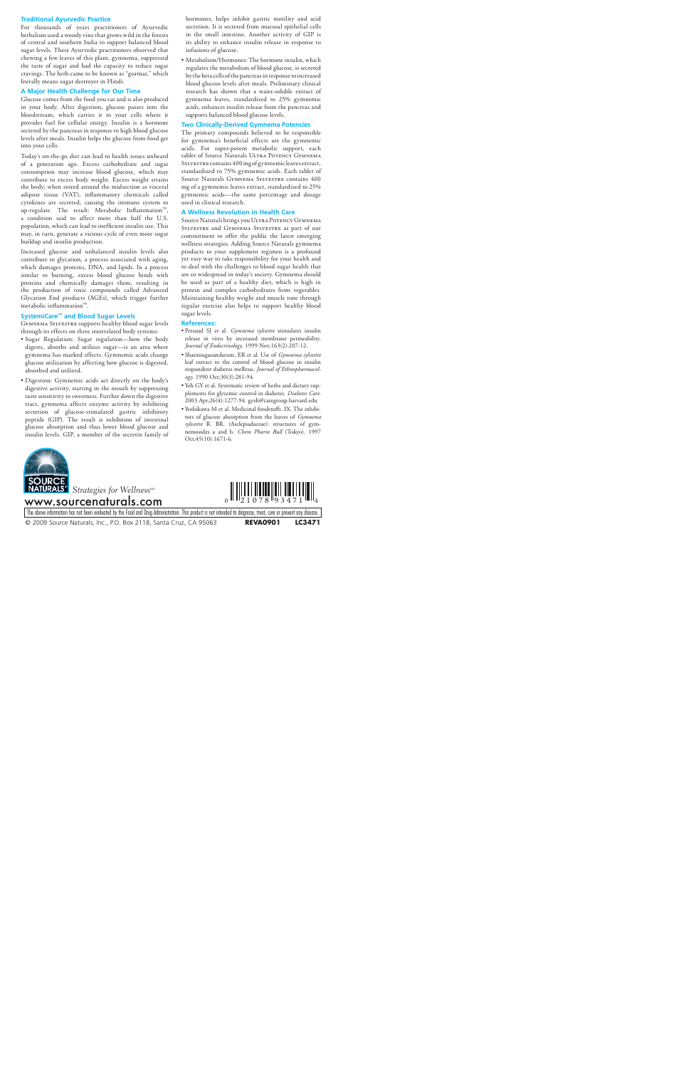## Traditional Ayurvedic Practice

For thousands of years practitioners of Ayurvedic herbalism used a woody vine that grows wild in the forests of central and southern India to support balanced blood sugar levels. These Ayurvedic practitioners observed that chewing a few leaves of this plant, gymnema, suppressed the taste of sugar and had the capacity to reduce sugar cravings. The herb came to be known as "gurmar," which literally means sugar destroyer in Hindi.

## A Major Health Challenge for Our Time

Glucose comes from the food you eat and is also produced in your body. After digestion, glucose passes into the bloodstream, which carries it to your cells where it provides fuel for cellular energy. Insulin is a hormone secreted by the pancreas in response to high blood glucose levels after meals. Insulin helps the glucose from food get into your cells.

Today's on-the-go diet can lead to health issues unheard of a generation ago. Excess carbohydrate and sugar consumption may increase blood glucose, which may contribute to excess body weight. Excess weight strains the body; when stored around the midsection as visceral adipose tissue (VAT), inflammatory chemicals called cytokines are secreted, causing the immune system to up-regulate. The result: Metabolic Inflammation™, a condition said to affect more than half the U.S. population, which can lead to inefficient insulin use. This may, in turn, generate a vicious cycle of even more sugar buildup and insulin production.

Increased glucose and unbalanced insulin levels also contribute to glycation, a process associated with aging, which damages proteins, DNA, and lipids. In a process similar to burning, excess blood glucose binds with proteins and chemically damages them, resulting in the production of toxic compounds called Advanced Glycation End products (AGEs), which trigger further metabolic inflammation™.

## SystemiCare™ and Blood Sugar Levels

Gymnema Sylvestre supports healthy blood sugar levels through its effects on three interrelated body systems:

- Sugar Regulation: Sugar regulation—how the body digests, absorbs and utilizes sugar—is an area where gymnema has marked effects. Gymnemic acids change glucose utilization by affecting how glucose is digested, absorbed and utilized.
- Digestion: Gymnemic acids act directly on the body's digestive activity, starting in the mouth by suppressing taste sensitivity to sweetness. Further down the digestive tract, gymnema affects enzyme activity by inhibiting secretion of glucose-stimulated gastric inhibitory peptide (GIP). The result is inhibition of intestinal glucose absorption and thus lower blood glucose and insulin levels. GIP, a member of the secretin family of hormones, helps inhibit gastric motility and acid secretion. It is secreted from mucosal epithelial cells in the small intestine. Another activity of GIP is its ability to enhance insulin release in response to infusions of glucose.
- Metabolism/Hormones: The hormone insulin, which regulates the metabolism of blood glucose, is secreted by the beta cells of the pancreas in response to increased blood glucose levels after meals. Preliminary clinical research has shown that a water-soluble extract of gymnema leaves, standardized to 25% gymnemic acids, enhances insulin release from the pancreas and supports balanced blood glucose levels.

## Two Clinically-Derived Gymnema Potencies

The primary compounds believed to be responsible for gymnema's beneficial effects are the gymnemic acids. For super-potent metabolic support, each tablet of Source Naturals Ultra Potency Gymnema Sylvestre contains 400 mg of gymnemic leaves extract, standardized to 75% gymnemic acids. Each tablet of Source Naturals Gymnema Sylvestre contains 400 mg of a gymnemic leaves extract, standardized to 25% gymnemic acids—the same percentage and dosage used in clinical research.

## A Wellness Revolution in Health Care

Source Naturals brings you Ultra Potency Gymnema Sylvestre and Gymnema Sylvestre as part of our commitment to offer the public the latest emerging wellness strategies. Adding Source Naturals gymnema products to your supplement regimen is a profound yet easy way to take responsibility for your health and to deal with the challenges to blood sugar health that are so widespread in today's society. Gymnema should be used as part of a healthy diet, which is high in protein and complex carbohydrates from vegetables. Maintaining healthy weight and muscle tone through regular exercise also helps to support healthy blood sugar levels.

## References:

- Persaud SJ et al. *Gymnema sylvestre* stimulates insulin release in vitro by increased membrane permeability. *Journal of Endocrinology*. 1999 Nov;163(2):207-12.
- Shanmugasundaram, ER et al. Use of *Gymnema sylvestre* leaf extract in the control of blood glucose in insulin respondent diabetes mellitus. *Journal of Ethnopharmacology*. 1990 Oct;30(3):281-94.
- Yeh GY et al. Systematic review of herbs and dietary supplements for glycemic control in diabetes. *Diabetes Care*. 2003 Apr;26(4):1277-94. gyeh@caregroup.harvard.edu
- Yoshikawa M et al. Medicinal foodstuffs. IX. The inhibitors of glucose absorption from the leaves of *Gymnema sylvestre* R. BR. (Asclepiadaceae): structures of gymnemosides a and b. *Chem Pharm Bull* (Tokyo). 1997 Oct;45(10):1671-6.

SOURCE NATURALS® *Strategies for Wellness*℠

www.sourcenaturals.com

0 21078 93471 4

The above information has not been evaluated by the Food and Drug Administration. This product is not intended to diagnose, treat, cure or prevent any disease.

© 2009 Source Naturals, Inc., P.O. Box 2118, Santa Cruz, CA 95063 **REVA0901** **LC3471**